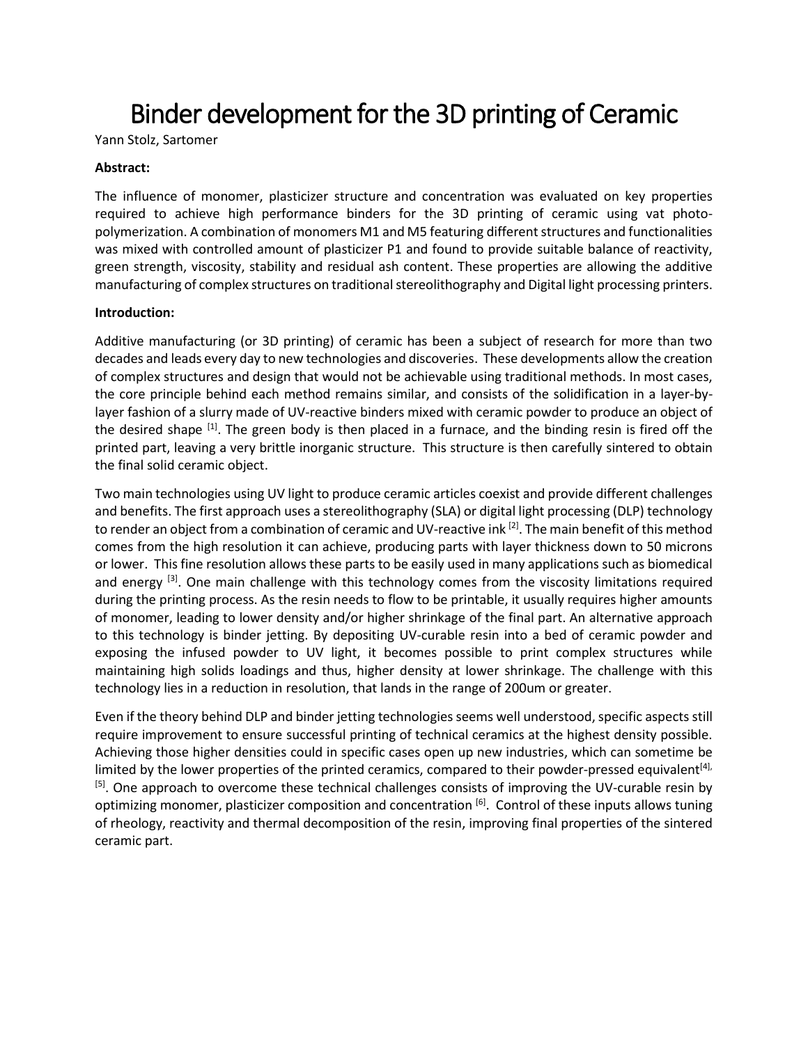# Binder development for the 3D printing of Ceramic

Yann Stolz, Sartomer

**Abstract:**

The influence of monomer, plasticizer structure and concentration was evaluated on key properties required to achieve high performance binders for the 3D printing of ceramic using vat photo-polymerization. A combination of monomers M1 and M5 featuring different structures and functionalities was mixed with controlled amount of plasticizer P1 and found to provide suitable balance of reactivity, green strength, viscosity, stability and residual ash content. These properties are allowing the additive manufacturing of complex structures on traditional stereolithography and Digital light processing printers.

**Introduction:**

Additive manufacturing (or 3D printing) of ceramic has been a subject of research for more than two decades and leads every day to new technologies and discoveries. These developments allow the creation of complex structures and design that would not be achievable using traditional methods. In most cases, the core principle behind each method remains similar, and consists of the solidification in a layer-by-layer fashion of a slurry made of UV-reactive binders mixed with ceramic powder to produce an object of the desired shape [1]. The green body is then placed in a furnace, and the binding resin is fired off the printed part, leaving a very brittle inorganic structure. This structure is then carefully sintered to obtain the final solid ceramic object.

Two main technologies using UV light to produce ceramic articles coexist and provide different challenges and benefits. The first approach uses a stereolithography (SLA) or digital light processing (DLP) technology to render an object from a combination of ceramic and UV-reactive ink [2]. The main benefit of this method comes from the high resolution it can achieve, producing parts with layer thickness down to 50 microns or lower. This fine resolution allows these parts to be easily used in many applications such as biomedical and energy [3]. One main challenge with this technology comes from the viscosity limitations required during the printing process. As the resin needs to flow to be printable, it usually requires higher amounts of monomer, leading to lower density and/or higher shrinkage of the final part. An alternative approach to this technology is binder jetting. By depositing UV-curable resin into a bed of ceramic powder and exposing the infused powder to UV light, it becomes possible to print complex structures while maintaining high solids loadings and thus, higher density at lower shrinkage. The challenge with this technology lies in a reduction in resolution, that lands in the range of 200um or greater.

Even if the theory behind DLP and binder jetting technologies seems well understood, specific aspects still require improvement to ensure successful printing of technical ceramics at the highest density possible. Achieving those higher densities could in specific cases open up new industries, which can sometime be limited by the lower properties of the printed ceramics, compared to their powder-pressed equivalent[4], [5]. One approach to overcome these technical challenges consists of improving the UV-curable resin by optimizing monomer, plasticizer composition and concentration [6]. Control of these inputs allows tuning of rheology, reactivity and thermal decomposition of the resin, improving final properties of the sintered ceramic part.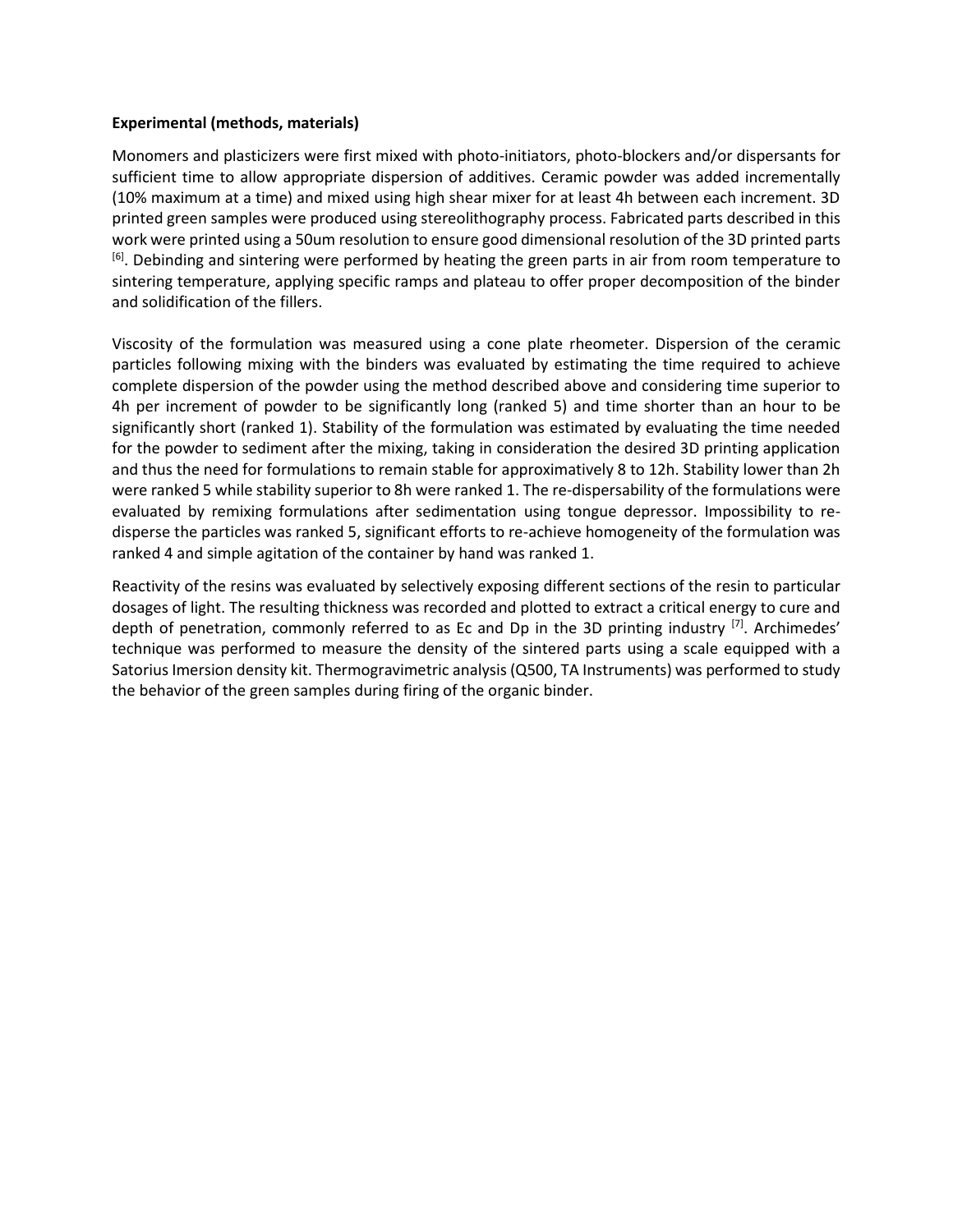**Experimental (methods, materials)**

Monomers and plasticizers were first mixed with photo-initiators, photo-blockers and/or dispersants for sufficient time to allow appropriate dispersion of additives. Ceramic powder was added incrementally (10% maximum at a time) and mixed using high shear mixer for at least 4h between each increment. 3D printed green samples were produced using stereolithography process. Fabricated parts described in this work were printed using a 50um resolution to ensure good dimensional resolution of the 3D printed parts [6]. Debinding and sintering were performed by heating the green parts in air from room temperature to sintering temperature, applying specific ramps and plateau to offer proper decomposition of the binder and solidification of the fillers.

Viscosity of the formulation was measured using a cone plate rheometer. Dispersion of the ceramic particles following mixing with the binders was evaluated by estimating the time required to achieve complete dispersion of the powder using the method described above and considering time superior to 4h per increment of powder to be significantly long (ranked 5) and time shorter than an hour to be significantly short (ranked 1). Stability of the formulation was estimated by evaluating the time needed for the powder to sediment after the mixing, taking in consideration the desired 3D printing application and thus the need for formulations to remain stable for approximatively 8 to 12h. Stability lower than 2h were ranked 5 while stability superior to 8h were ranked 1. The re-dispersability of the formulations were evaluated by remixing formulations after sedimentation using tongue depressor. Impossibility to re-disperse the particles was ranked 5, significant efforts to re-achieve homogeneity of the formulation was ranked 4 and simple agitation of the container by hand was ranked 1.

Reactivity of the resins was evaluated by selectively exposing different sections of the resin to particular dosages of light. The resulting thickness was recorded and plotted to extract a critical energy to cure and depth of penetration, commonly referred to as Ec and Dp in the 3D printing industry [7]. Archimedes' technique was performed to measure the density of the sintered parts using a scale equipped with a Satorius Imersion density kit. Thermogravimetric analysis (Q500, TA Instruments) was performed to study the behavior of the green samples during firing of the organic binder.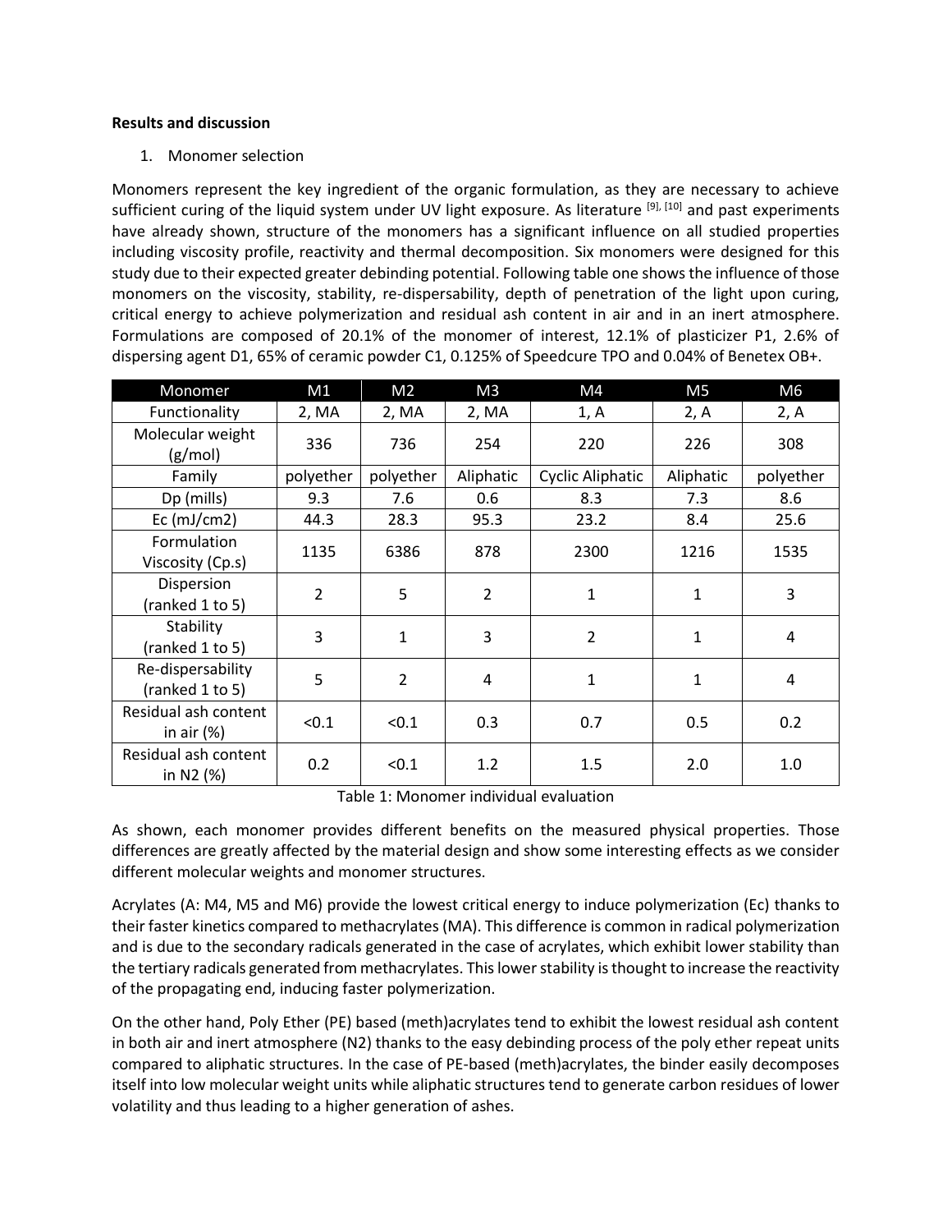**Results and discussion**

1. Monomer selection

Monomers represent the key ingredient of the organic formulation, as they are necessary to achieve sufficient curing of the liquid system under UV light exposure. As literature [9], [10] and past experiments have already shown, structure of the monomers has a significant influence on all studied properties including viscosity profile, reactivity and thermal decomposition. Six monomers were designed for this study due to their expected greater debinding potential. Following table one shows the influence of those monomers on the viscosity, stability, re-dispersability, depth of penetration of the light upon curing, critical energy to achieve polymerization and residual ash content in air and in an inert atmosphere. Formulations are composed of 20.1% of the monomer of interest, 12.1% of plasticizer P1, 2.6% of dispersing agent D1, 65% of ceramic powder C1, 0.125% of Speedcure TPO and 0.04% of Benetex OB+.

| Monomer | M1 | M2 | M3 | M4 | M5 | M6 |
|---|---|---|---|---|---|---|
| Functionality | 2, MA | 2, MA | 2, MA | 1, A | 2, A | 2, A |
| Molecular weight (g/mol) | 336 | 736 | 254 | 220 | 226 | 308 |
| Family | polyether | polyether | Aliphatic | Cyclic Aliphatic | Aliphatic | polyether |
| Dp (mills) | 9.3 | 7.6 | 0.6 | 8.3 | 7.3 | 8.6 |
| Ec (mJ/cm2) | 44.3 | 28.3 | 95.3 | 23.2 | 8.4 | 25.6 |
| Formulation Viscosity (Cp.s) | 1135 | 6386 | 878 | 2300 | 1216 | 1535 |
| Dispersion (ranked 1 to 5) | 2 | 5 | 2 | 1 | 1 | 3 |
| Stability (ranked 1 to 5) | 3 | 1 | 3 | 2 | 1 | 4 |
| Re-dispersability (ranked 1 to 5) | 5 | 2 | 4 | 1 | 1 | 4 |
| Residual ash content in air (%) | <0.1 | <0.1 | 0.3 | 0.7 | 0.5 | 0.2 |
| Residual ash content in N2 (%) | 0.2 | <0.1 | 1.2 | 1.5 | 2.0 | 1.0 |

Table 1: Monomer individual evaluation

As shown, each monomer provides different benefits on the measured physical properties. Those differences are greatly affected by the material design and show some interesting effects as we consider different molecular weights and monomer structures.

Acrylates (A: M4, M5 and M6) provide the lowest critical energy to induce polymerization (Ec) thanks to their faster kinetics compared to methacrylates (MA). This difference is common in radical polymerization and is due to the secondary radicals generated in the case of acrylates, which exhibit lower stability than the tertiary radicals generated from methacrylates. This lower stability is thought to increase the reactivity of the propagating end, inducing faster polymerization.

On the other hand, Poly Ether (PE) based (meth)acrylates tend to exhibit the lowest residual ash content in both air and inert atmosphere (N2) thanks to the easy debinding process of the poly ether repeat units compared to aliphatic structures. In the case of PE-based (meth)acrylates, the binder easily decomposes itself into low molecular weight units while aliphatic structures tend to generate carbon residues of lower volatility and thus leading to a higher generation of ashes.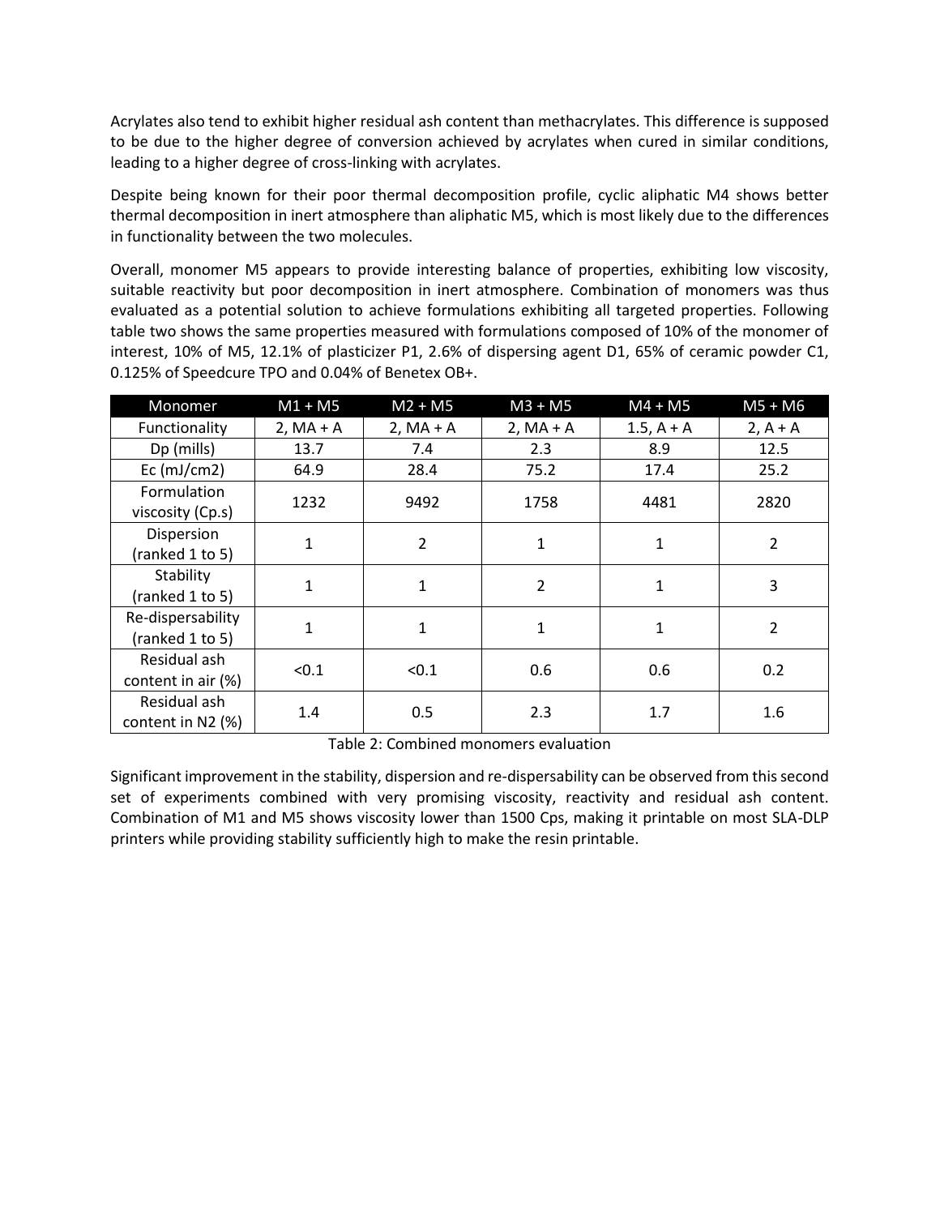Acrylates also tend to exhibit higher residual ash content than methacrylates. This difference is supposed to be due to the higher degree of conversion achieved by acrylates when cured in similar conditions, leading to a higher degree of cross-linking with acrylates.

Despite being known for their poor thermal decomposition profile, cyclic aliphatic M4 shows better thermal decomposition in inert atmosphere than aliphatic M5, which is most likely due to the differences in functionality between the two molecules.

Overall, monomer M5 appears to provide interesting balance of properties, exhibiting low viscosity, suitable reactivity but poor decomposition in inert atmosphere. Combination of monomers was thus evaluated as a potential solution to achieve formulations exhibiting all targeted properties. Following table two shows the same properties measured with formulations composed of 10% of the monomer of interest, 10% of M5, 12.1% of plasticizer P1, 2.6% of dispersing agent D1, 65% of ceramic powder C1, 0.125% of Speedcure TPO and 0.04% of Benetex OB+.

| Monomer | M1 + M5 | M2 + M5 | M3 + M5 | M4 + M5 | M5 + M6 |
|---|---|---|---|---|---|
| Functionality | 2, MA + A | 2, MA + A | 2, MA + A | 1.5, A + A | 2, A + A |
| Dp (mills) | 13.7 | 7.4 | 2.3 | 8.9 | 12.5 |
| Ec (mJ/cm2) | 64.9 | 28.4 | 75.2 | 17.4 | 25.2 |
| Formulation viscosity (Cp.s) | 1232 | 9492 | 1758 | 4481 | 2820 |
| Dispersion (ranked 1 to 5) | 1 | 2 | 1 | 1 | 2 |
| Stability (ranked 1 to 5) | 1 | 1 | 2 | 1 | 3 |
| Re-dispersability (ranked 1 to 5) | 1 | 1 | 1 | 1 | 2 |
| Residual ash content in air (%) | <0.1 | <0.1 | 0.6 | 0.6 | 0.2 |
| Residual ash content in N2 (%) | 1.4 | 0.5 | 2.3 | 1.7 | 1.6 |

Table 2: Combined monomers evaluation

Significant improvement in the stability, dispersion and re-dispersability can be observed from this second set of experiments combined with very promising viscosity, reactivity and residual ash content. Combination of M1 and M5 shows viscosity lower than 1500 Cps, making it printable on most SLA-DLP printers while providing stability sufficiently high to make the resin printable.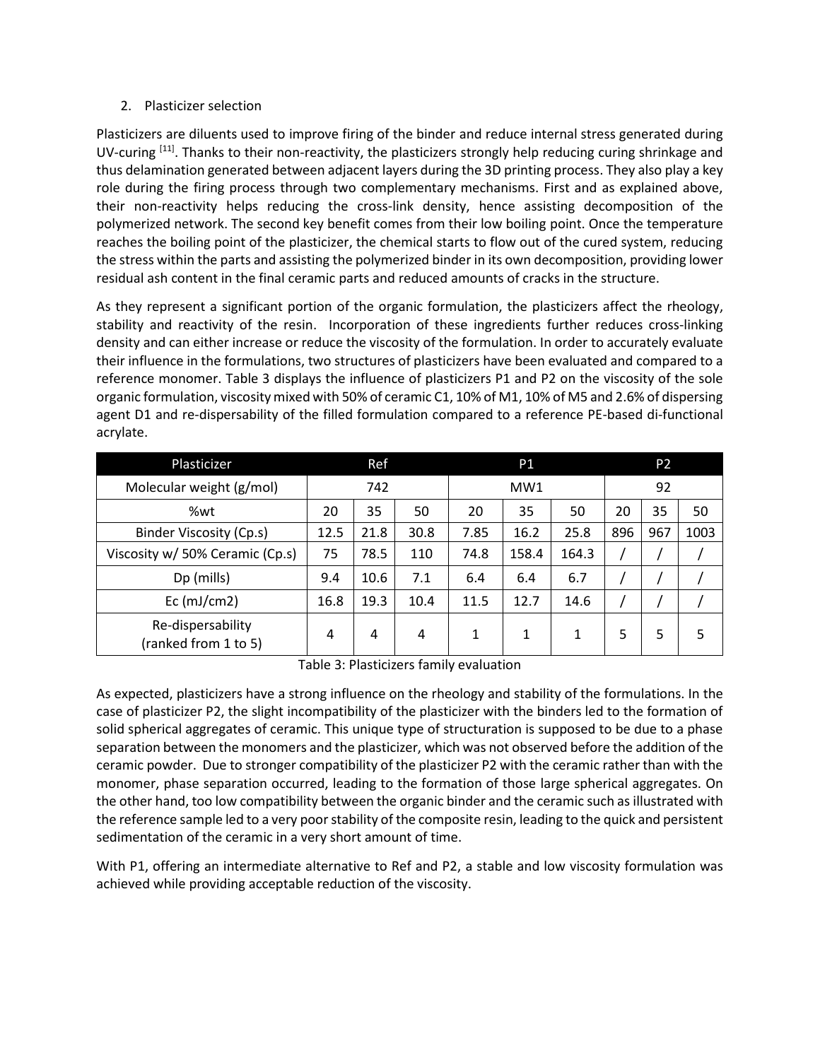2. Plasticizer selection

Plasticizers are diluents used to improve firing of the binder and reduce internal stress generated during UV-curing [11]. Thanks to their non-reactivity, the plasticizers strongly help reducing curing shrinkage and thus delamination generated between adjacent layers during the 3D printing process. They also play a key role during the firing process through two complementary mechanisms. First and as explained above, their non-reactivity helps reducing the cross-link density, hence assisting decomposition of the polymerized network. The second key benefit comes from their low boiling point. Once the temperature reaches the boiling point of the plasticizer, the chemical starts to flow out of the cured system, reducing the stress within the parts and assisting the polymerized binder in its own decomposition, providing lower residual ash content in the final ceramic parts and reduced amounts of cracks in the structure.

As they represent a significant portion of the organic formulation, the plasticizers affect the rheology, stability and reactivity of the resin. Incorporation of these ingredients further reduces cross-linking density and can either increase or reduce the viscosity of the formulation. In order to accurately evaluate their influence in the formulations, two structures of plasticizers have been evaluated and compared to a reference monomer. Table 3 displays the influence of plasticizers P1 and P2 on the viscosity of the sole organic formulation, viscosity mixed with 50% of ceramic C1, 10% of M1, 10% of M5 and 2.6% of dispersing agent D1 and re-dispersability of the filled formulation compared to a reference PE-based di-functional acrylate.

| Plasticizer | Ref | | | P1 | | | P2 | | |
|---|---|---|---|---|---|---|---|---|---|
| Molecular weight (g/mol) | 742 | | | MW1 | | | 92 | | |
| %wt | 20 | 35 | 50 | 20 | 35 | 50 | 20 | 35 | 50 |
| Binder Viscosity (Cp.s) | 12.5 | 21.8 | 30.8 | 7.85 | 16.2 | 25.8 | 896 | 967 | 1003 |
| Viscosity w/ 50% Ceramic (Cp.s) | 75 | 78.5 | 110 | 74.8 | 158.4 | 164.3 | / | / | / |
| Dp (mills) | 9.4 | 10.6 | 7.1 | 6.4 | 6.4 | 6.7 | / | / | / |
| Ec (mJ/cm2) | 16.8 | 19.3 | 10.4 | 11.5 | 12.7 | 14.6 | / | / | / |
| Re-dispersability (ranked from 1 to 5) | 4 | 4 | 4 | 1 | 1 | 1 | 5 | 5 | 5 |

Table 3: Plasticizers family evaluation

As expected, plasticizers have a strong influence on the rheology and stability of the formulations. In the case of plasticizer P2, the slight incompatibility of the plasticizer with the binders led to the formation of solid spherical aggregates of ceramic. This unique type of structuration is supposed to be due to a phase separation between the monomers and the plasticizer, which was not observed before the addition of the ceramic powder. Due to stronger compatibility of the plasticizer P2 with the ceramic rather than with the monomer, phase separation occurred, leading to the formation of those large spherical aggregates. On the other hand, too low compatibility between the organic binder and the ceramic such as illustrated with the reference sample led to a very poor stability of the composite resin, leading to the quick and persistent sedimentation of the ceramic in a very short amount of time.

With P1, offering an intermediate alternative to Ref and P2, a stable and low viscosity formulation was achieved while providing acceptable reduction of the viscosity.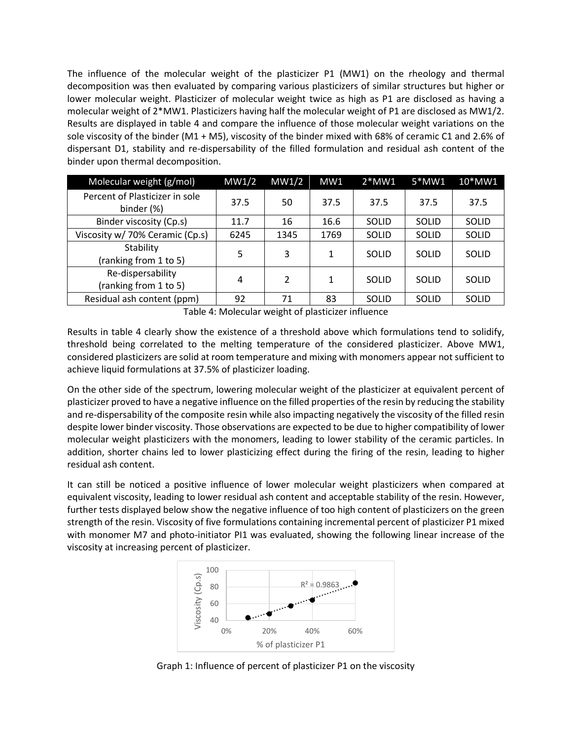The influence of the molecular weight of the plasticizer P1 (MW1) on the rheology and thermal decomposition was then evaluated by comparing various plasticizers of similar structures but higher or lower molecular weight. Plasticizer of molecular weight twice as high as P1 are disclosed as having a molecular weight of 2*MW1. Plasticizers having half the molecular weight of P1 are disclosed as MW1/2. Results are displayed in table 4 and compare the influence of those molecular weight variations on the sole viscosity of the binder (M1 + M5), viscosity of the binder mixed with 68% of ceramic C1 and 2.6% of dispersant D1, stability and re-dispersability of the filled formulation and residual ash content of the binder upon thermal decomposition.

| Molecular weight (g/mol) | MW1/2 | MW1/2 | MW1 | 2*MW1 | 5*MW1 | 10*MW1 |
|---|---|---|---|---|---|---|
| Percent of Plasticizer in sole binder (%) | 37.5 | 50 | 37.5 | 37.5 | 37.5 | 37.5 |
| Binder viscosity (Cp.s) | 11.7 | 16 | 16.6 | SOLID | SOLID | SOLID |
| Viscosity w/ 70% Ceramic (Cp.s) | 6245 | 1345 | 1769 | SOLID | SOLID | SOLID |
| Stability (ranking from 1 to 5) | 5 | 3 | 1 | SOLID | SOLID | SOLID |
| Re-dispersability (ranking from 1 to 5) | 4 | 2 | 1 | SOLID | SOLID | SOLID |
| Residual ash content (ppm) | 92 | 71 | 83 | SOLID | SOLID | SOLID |

Table 4: Molecular weight of plasticizer influence

Results in table 4 clearly show the existence of a threshold above which formulations tend to solidify, threshold being correlated to the melting temperature of the considered plasticizer. Above MW1, considered plasticizers are solid at room temperature and mixing with monomers appear not sufficient to achieve liquid formulations at 37.5% of plasticizer loading.

On the other side of the spectrum, lowering molecular weight of the plasticizer at equivalent percent of plasticizer proved to have a negative influence on the filled properties of the resin by reducing the stability and re-dispersability of the composite resin while also impacting negatively the viscosity of the filled resin despite lower binder viscosity. Those observations are expected to be due to higher compatibility of lower molecular weight plasticizers with the monomers, leading to lower stability of the ceramic particles. In addition, shorter chains led to lower plasticizing effect during the firing of the resin, leading to higher residual ash content.

It can still be noticed a positive influence of lower molecular weight plasticizers when compared at equivalent viscosity, leading to lower residual ash content and acceptable stability of the resin. However, further tests displayed below show the negative influence of too high content of plasticizers on the green strength of the resin. Viscosity of five formulations containing incremental percent of plasticizer P1 mixed with monomer M7 and photo-initiator PI1 was evaluated, showing the following linear increase of the viscosity at increasing percent of plasticizer.

Graph 1: Influence of percent of plasticizer P1 on the viscosity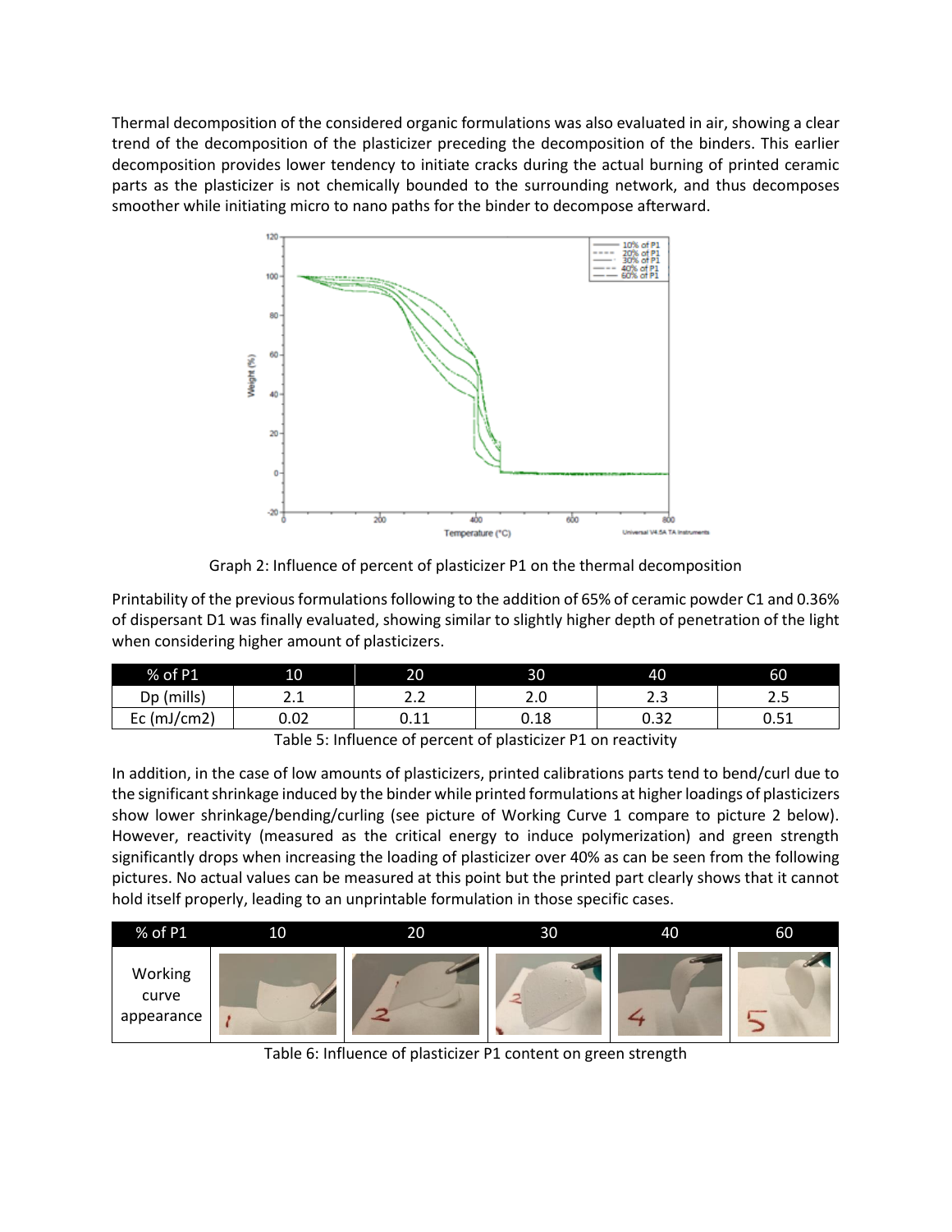Thermal decomposition of the considered organic formulations was also evaluated in air, showing a clear trend of the decomposition of the plasticizer preceding the decomposition of the binders. This earlier decomposition provides lower tendency to initiate cracks during the actual burning of printed ceramic parts as the plasticizer is not chemically bounded to the surrounding network, and thus decomposes smoother while initiating micro to nano paths for the binder to decompose afterward.

Graph 2: Influence of percent of plasticizer P1 on the thermal decomposition

Printability of the previous formulations following to the addition of 65% of ceramic powder C1 and 0.36% of dispersant D1 was finally evaluated, showing similar to slightly higher depth of penetration of the light when considering higher amount of plasticizers.

| % of P1 | 10 | 20 | 30 | 40 | 60 |
| --- | --- | --- | --- | --- | --- |
| Dp (mills) | 2.1 | 2.2 | 2.0 | 2.3 | 2.5 |
| Ec (mJ/cm2) | 0.02 | 0.11 | 0.18 | 0.32 | 0.51 |

Table 5: Influence of percent of plasticizer P1 on reactivity

In addition, in the case of low amounts of plasticizers, printed calibrations parts tend to bend/curl due to the significant shrinkage induced by the binder while printed formulations at higher loadings of plasticizers show lower shrinkage/bending/curling (see picture of Working Curve 1 compare to picture 2 below). However, reactivity (measured as the critical energy to induce polymerization) and green strength significantly drops when increasing the loading of plasticizer over 40% as can be seen from the following pictures. No actual values can be measured at this point but the printed part clearly shows that it cannot hold itself properly, leading to an unprintable formulation in those specific cases.

| % of P1 | 10 | 20 | 30 | 40 | 60 |
| --- | --- | --- | --- | --- | --- |
| Working curve appearance | | | | | |

Table 6: Influence of plasticizer P1 content on green strength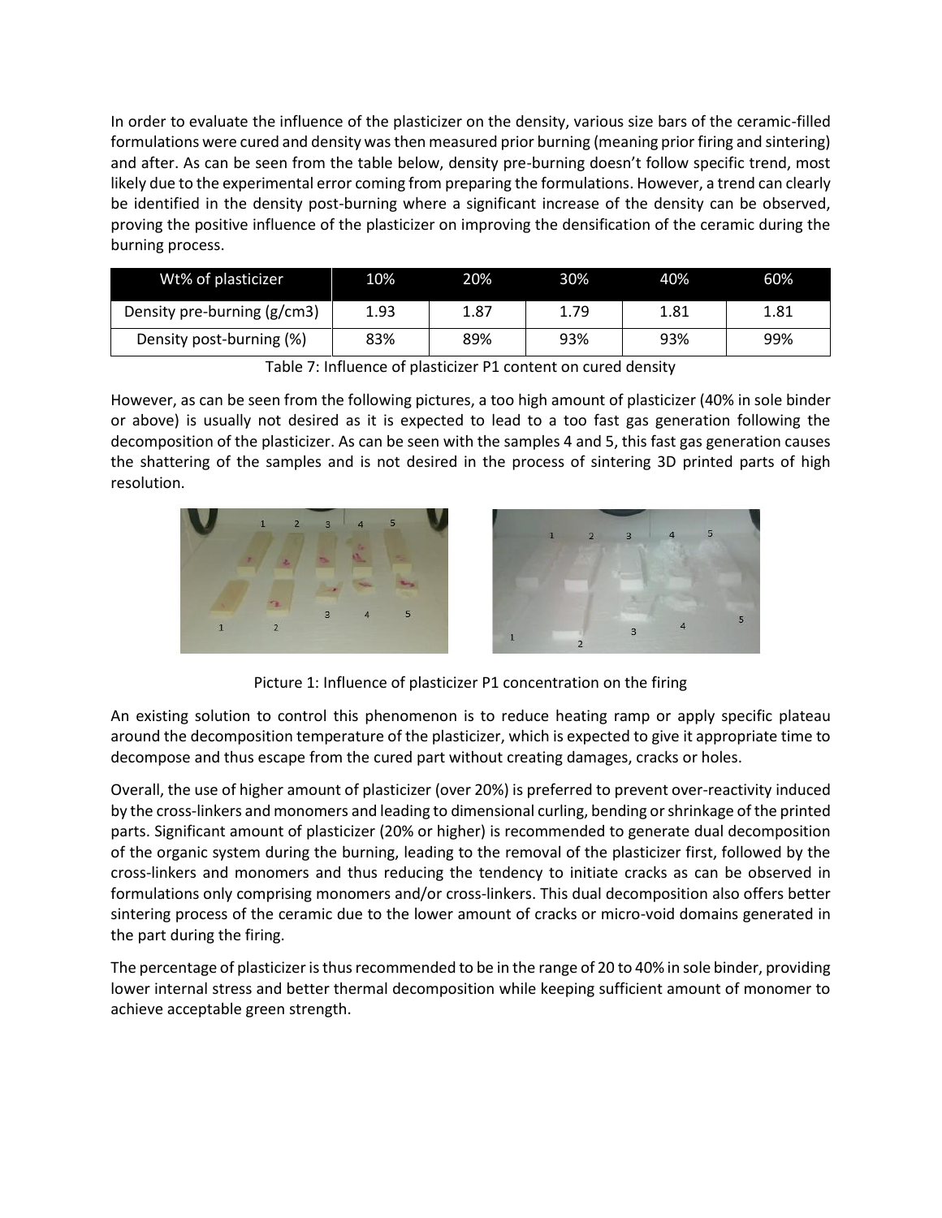In order to evaluate the influence of the plasticizer on the density, various size bars of the ceramic-filled formulations were cured and density was then measured prior burning (meaning prior firing and sintering) and after. As can be seen from the table below, density pre-burning doesn't follow specific trend, most likely due to the experimental error coming from preparing the formulations. However, a trend can clearly be identified in the density post-burning where a significant increase of the density can be observed, proving the positive influence of the plasticizer on improving the densification of the ceramic during the burning process.

| Wt% of plasticizer | 10% | 20% | 30% | 40% | 60% |
| --- | --- | --- | --- | --- | --- |
| Density pre-burning (g/cm3) | 1.93 | 1.87 | 1.79 | 1.81 | 1.81 |
| Density post-burning (%) | 83% | 89% | 93% | 93% | 99% |

Table 7: Influence of plasticizer P1 content on cured density

However, as can be seen from the following pictures, a too high amount of plasticizer (40% in sole binder or above) is usually not desired as it is expected to lead to a too fast gas generation following the decomposition of the plasticizer. As can be seen with the samples 4 and 5, this fast gas generation causes the shattering of the samples and is not desired in the process of sintering 3D printed parts of high resolution.

Picture 1: Influence of plasticizer P1 concentration on the firing

An existing solution to control this phenomenon is to reduce heating ramp or apply specific plateau around the decomposition temperature of the plasticizer, which is expected to give it appropriate time to decompose and thus escape from the cured part without creating damages, cracks or holes.

Overall, the use of higher amount of plasticizer (over 20%) is preferred to prevent over-reactivity induced by the cross-linkers and monomers and leading to dimensional curling, bending or shrinkage of the printed parts. Significant amount of plasticizer (20% or higher) is recommended to generate dual decomposition of the organic system during the burning, leading to the removal of the plasticizer first, followed by the cross-linkers and monomers and thus reducing the tendency to initiate cracks as can be observed in formulations only comprising monomers and/or cross-linkers. This dual decomposition also offers better sintering process of the ceramic due to the lower amount of cracks or micro-void domains generated in the part during the firing.

The percentage of plasticizer is thus recommended to be in the range of 20 to 40% in sole binder, providing lower internal stress and better thermal decomposition while keeping sufficient amount of monomer to achieve acceptable green strength.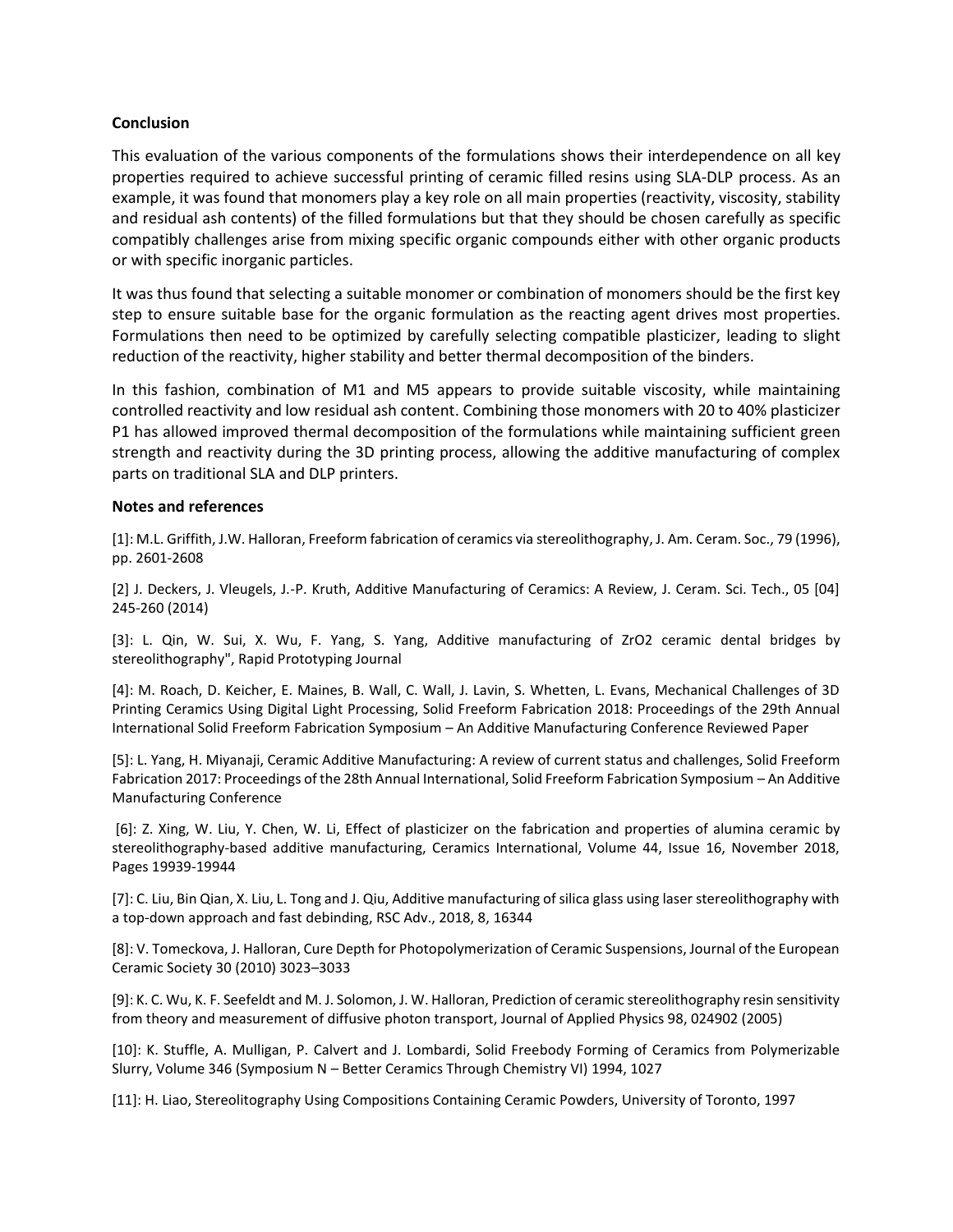**Conclusion**

This evaluation of the various components of the formulations shows their interdependence on all key properties required to achieve successful printing of ceramic filled resins using SLA-DLP process. As an example, it was found that monomers play a key role on all main properties (reactivity, viscosity, stability and residual ash contents) of the filled formulations but that they should be chosen carefully as specific compatibly challenges arise from mixing specific organic compounds either with other organic products or with specific inorganic particles.

It was thus found that selecting a suitable monomer or combination of monomers should be the first key step to ensure suitable base for the organic formulation as the reacting agent drives most properties. Formulations then need to be optimized by carefully selecting compatible plasticizer, leading to slight reduction of the reactivity, higher stability and better thermal decomposition of the binders.

In this fashion, combination of M1 and M5 appears to provide suitable viscosity, while maintaining controlled reactivity and low residual ash content. Combining those monomers with 20 to 40% plasticizer P1 has allowed improved thermal decomposition of the formulations while maintaining sufficient green strength and reactivity during the 3D printing process, allowing the additive manufacturing of complex parts on traditional SLA and DLP printers.

**Notes and references**

[1]: M.L. Griffith, J.W. Halloran, Freeform fabrication of ceramics via stereolithography, J. Am. Ceram. Soc., 79 (1996), pp. 2601-2608

[2] J. Deckers, J. Vleugels, J.-P. Kruth, Additive Manufacturing of Ceramics: A Review, J. Ceram. Sci. Tech., 05 [04] 245-260 (2014)

[3]: L. Qin, W. Sui, X. Wu, F. Yang, S. Yang, Additive manufacturing of ZrO2 ceramic dental bridges by stereolithography", Rapid Prototyping Journal

[4]: M. Roach, D. Keicher, E. Maines, B. Wall, C. Wall, J. Lavin, S. Whetten, L. Evans, Mechanical Challenges of 3D Printing Ceramics Using Digital Light Processing, Solid Freeform Fabrication 2018: Proceedings of the 29th Annual International Solid Freeform Fabrication Symposium – An Additive Manufacturing Conference Reviewed Paper

[5]: L. Yang, H. Miyanaji, Ceramic Additive Manufacturing: A review of current status and challenges, Solid Freeform Fabrication 2017: Proceedings of the 28th Annual International, Solid Freeform Fabrication Symposium – An Additive Manufacturing Conference

[6]: Z. Xing, W. Liu, Y. Chen, W. Li, Effect of plasticizer on the fabrication and properties of alumina ceramic by stereolithography-based additive manufacturing, Ceramics International, Volume 44, Issue 16, November 2018, Pages 19939-19944

[7]: C. Liu, Bin Qian, X. Liu, L. Tong and J. Qiu, Additive manufacturing of silica glass using laser stereolithography with a top-down approach and fast debinding, RSC Adv., 2018, 8, 16344

[8]: V. Tomeckova, J. Halloran, Cure Depth for Photopolymerization of Ceramic Suspensions, Journal of the European Ceramic Society 30 (2010) 3023–3033

[9]: K. C. Wu, K. F. Seefeldt and M. J. Solomon, J. W. Halloran, Prediction of ceramic stereolithography resin sensitivity from theory and measurement of diffusive photon transport, Journal of Applied Physics 98, 024902 (2005)

[10]: K. Stuffle, A. Mulligan, P. Calvert and J. Lombardi, Solid Freebody Forming of Ceramics from Polymerizable Slurry, Volume 346 (Symposium N – Better Ceramics Through Chemistry VI) 1994, 1027

[11]: H. Liao, Stereolitography Using Compositions Containing Ceramic Powders, University of Toronto, 1997